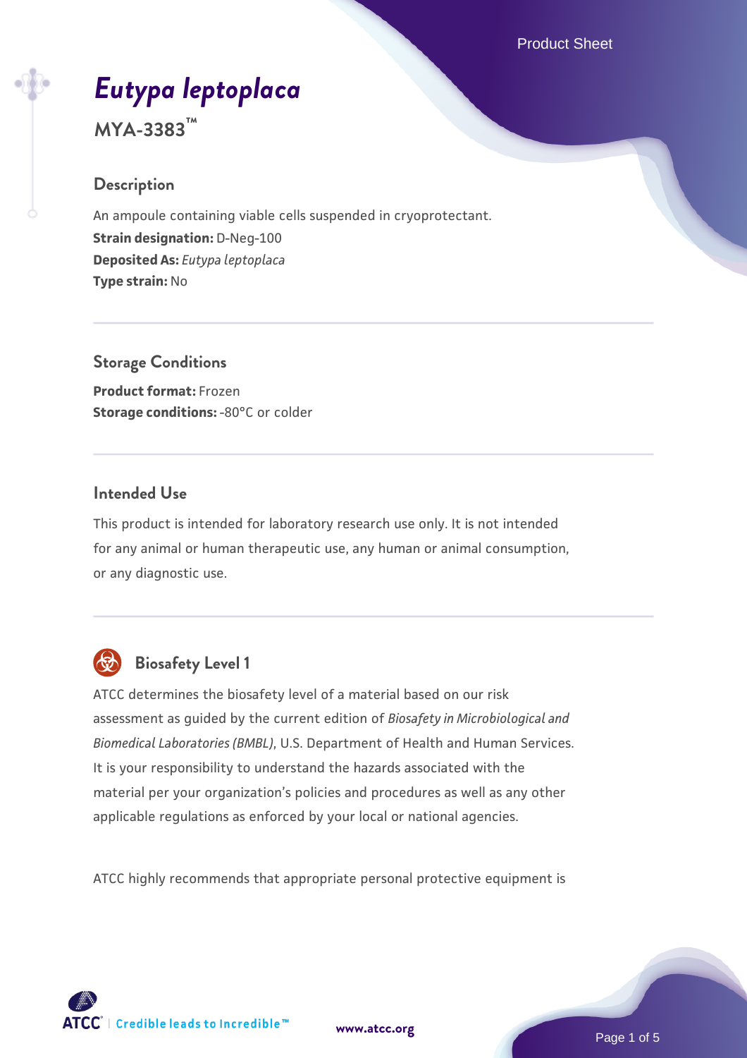# *Eutypa leptoplaca*

**MYA-3383™**

## Description

An ampoule containing viable cells suspended in cryoprotectant.

**Strain designation:** D-Neg-100

**Deposited As:** *Eutypa leptoplaca*

**Type strain:** No

## Storage Conditions

**Product format:** Frozen

**Storage conditions:** -80°C or colder

## Intended Use

This product is intended for laboratory research use only. It is not intended for any animal or human therapeutic use, any human or animal consumption, or any diagnostic use.

## Biosafety Level 1

ATCC determines the biosafety level of a material based on our risk assessment as guided by the current edition of *Biosafety in Microbiological and Biomedical Laboratories (BMBL)*, U.S. Department of Health and Human Services. It is your responsibility to understand the hazards associated with the material per your organization's policies and procedures as well as any other applicable regulations as enforced by your local or national agencies.

ATCC highly recommends that appropriate personal protective equipment is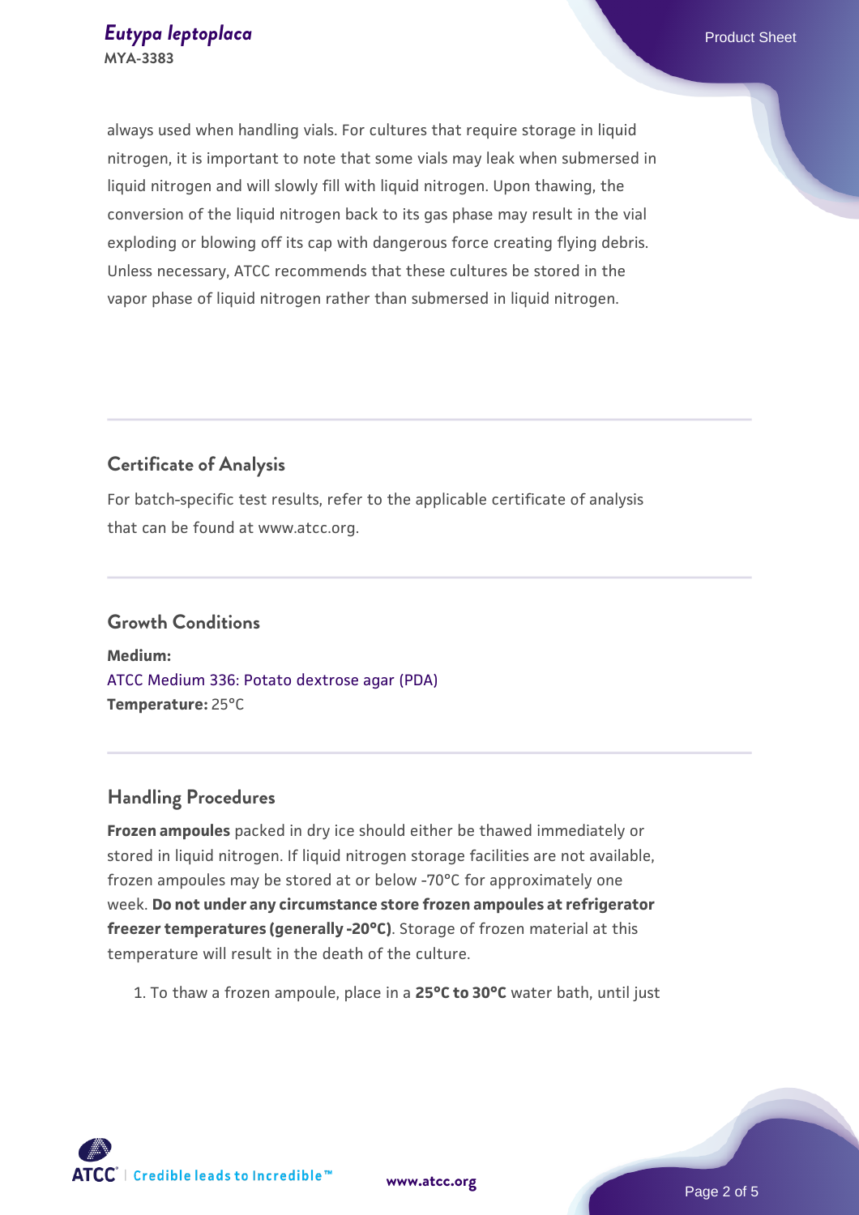always used when handling vials. For cultures that require storage in liquid nitrogen, it is important to note that some vials may leak when submersed in liquid nitrogen and will slowly fill with liquid nitrogen. Upon thawing, the conversion of the liquid nitrogen back to its gas phase may result in the vial exploding or blowing off its cap with dangerous force creating flying debris. Unless necessary, ATCC recommends that these cultures be stored in the vapor phase of liquid nitrogen rather than submersed in liquid nitrogen.

## Certificate of Analysis

For batch-specific test results, refer to the applicable certificate of analysis that can be found at www.atcc.org.

## Growth Conditions

**Medium:**
ATCC Medium 336: Potato dextrose agar (PDA)
**Temperature:** 25°C

## Handling Procedures

**Frozen ampoules** packed in dry ice should either be thawed immediately or stored in liquid nitrogen. If liquid nitrogen storage facilities are not available, frozen ampoules may be stored at or below -70°C for approximately one week. **Do not under any circumstance store frozen ampoules at refrigerator freezer temperatures (generally -20°C)**. Storage of frozen material at this temperature will result in the death of the culture.

1. To thaw a frozen ampoule, place in a **25°C to 30°C** water bath, until just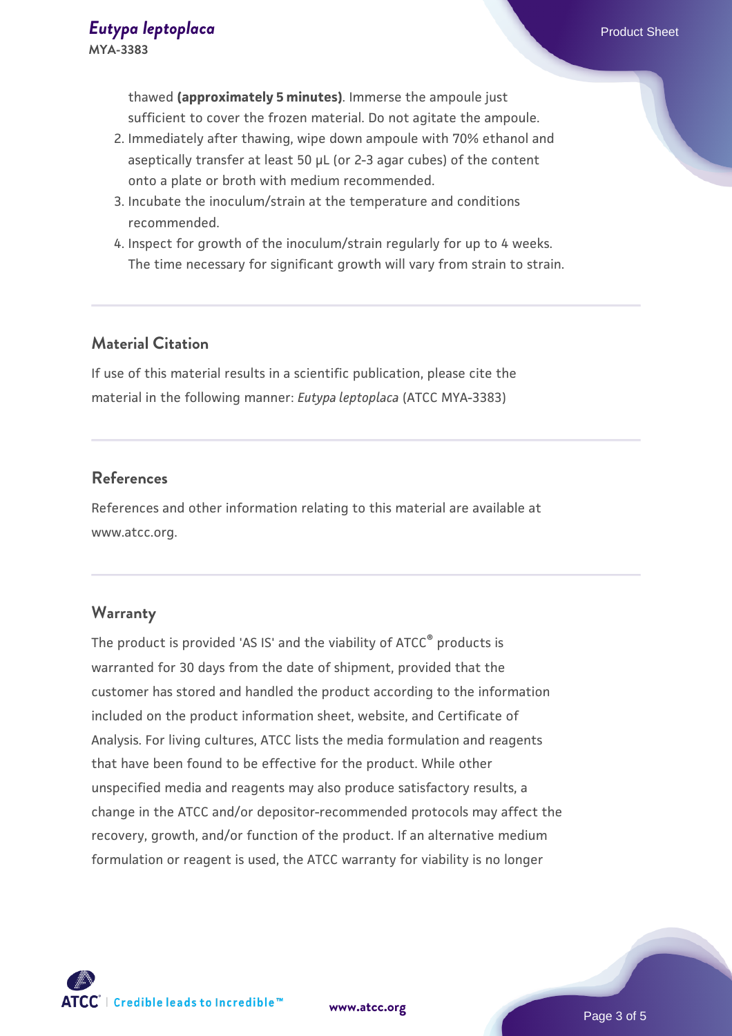thawed **(approximately 5 minutes)**. Immerse the ampoule just sufficient to cover the frozen material. Do not agitate the ampoule.

2. Immediately after thawing, wipe down ampoule with 70% ethanol and aseptically transfer at least 50 µL (or 2-3 agar cubes) of the content onto a plate or broth with medium recommended.
3. Incubate the inoculum/strain at the temperature and conditions recommended.
4. Inspect for growth of the inoculum/strain regularly for up to 4 weeks. The time necessary for significant growth will vary from strain to strain.

## Material Citation

If use of this material results in a scientific publication, please cite the material in the following manner: *Eutypa leptoplaca* (ATCC MYA-3383)

## References

References and other information relating to this material are available at www.atcc.org.

## Warranty

The product is provided 'AS IS' and the viability of ATCC® products is warranted for 30 days from the date of shipment, provided that the customer has stored and handled the product according to the information included on the product information sheet, website, and Certificate of Analysis. For living cultures, ATCC lists the media formulation and reagents that have been found to be effective for the product. While other unspecified media and reagents may also produce satisfactory results, a change in the ATCC and/or depositor-recommended protocols may affect the recovery, growth, and/or function of the product. If an alternative medium formulation or reagent is used, the ATCC warranty for viability is no longer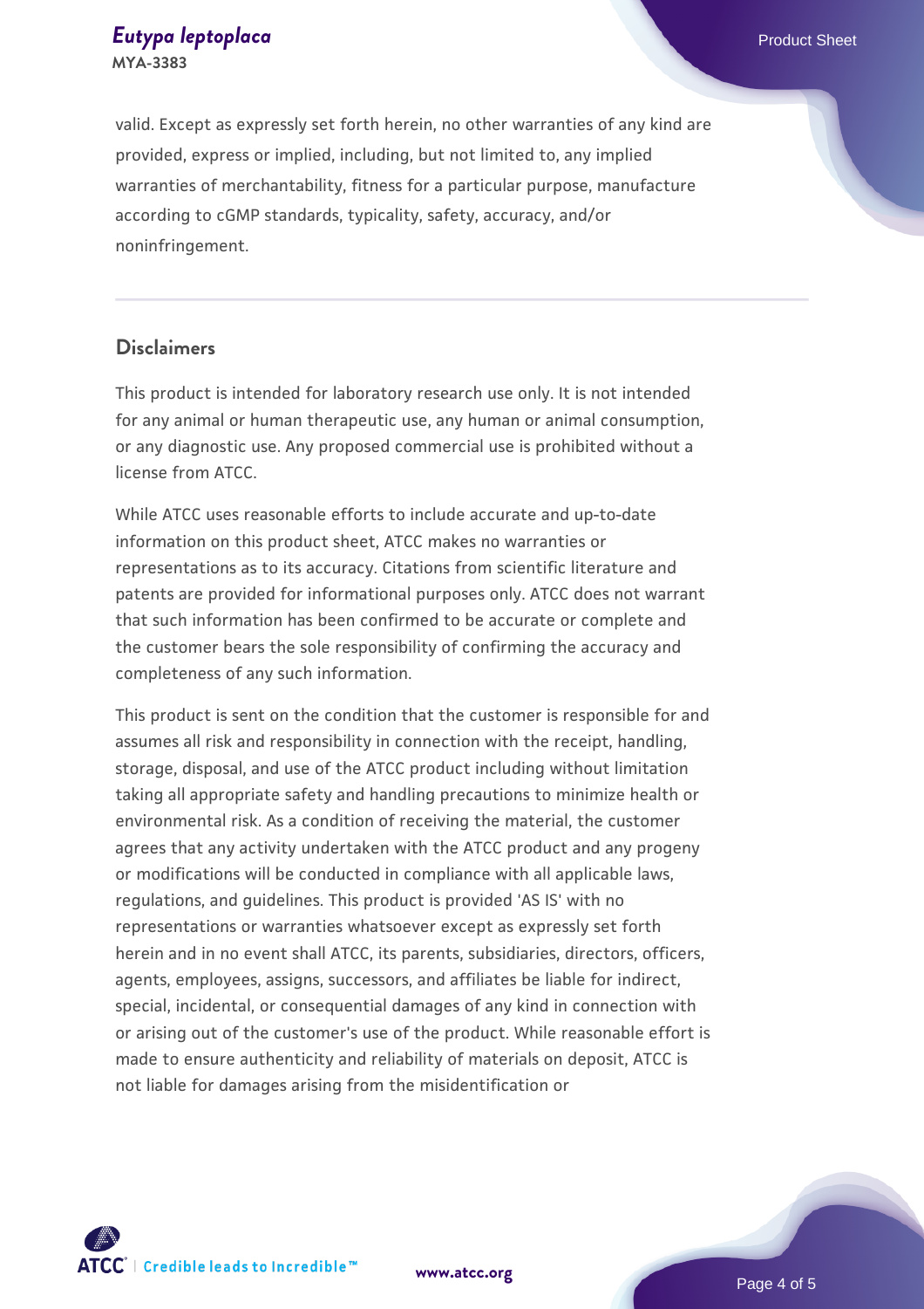valid. Except as expressly set forth herein, no other warranties of any kind are provided, express or implied, including, but not limited to, any implied warranties of merchantability, fitness for a particular purpose, manufacture according to cGMP standards, typicality, safety, accuracy, and/or noninfringement.

## Disclaimers

This product is intended for laboratory research use only. It is not intended for any animal or human therapeutic use, any human or animal consumption, or any diagnostic use. Any proposed commercial use is prohibited without a license from ATCC.

While ATCC uses reasonable efforts to include accurate and up-to-date information on this product sheet, ATCC makes no warranties or representations as to its accuracy. Citations from scientific literature and patents are provided for informational purposes only. ATCC does not warrant that such information has been confirmed to be accurate or complete and the customer bears the sole responsibility of confirming the accuracy and completeness of any such information.

This product is sent on the condition that the customer is responsible for and assumes all risk and responsibility in connection with the receipt, handling, storage, disposal, and use of the ATCC product including without limitation taking all appropriate safety and handling precautions to minimize health or environmental risk. As a condition of receiving the material, the customer agrees that any activity undertaken with the ATCC product and any progeny or modifications will be conducted in compliance with all applicable laws, regulations, and guidelines. This product is provided 'AS IS' with no representations or warranties whatsoever except as expressly set forth herein and in no event shall ATCC, its parents, subsidiaries, directors, officers, agents, employees, assigns, successors, and affiliates be liable for indirect, special, incidental, or consequential damages of any kind in connection with or arising out of the customer's use of the product. While reasonable effort is made to ensure authenticity and reliability of materials on deposit, ATCC is not liable for damages arising from the misidentification or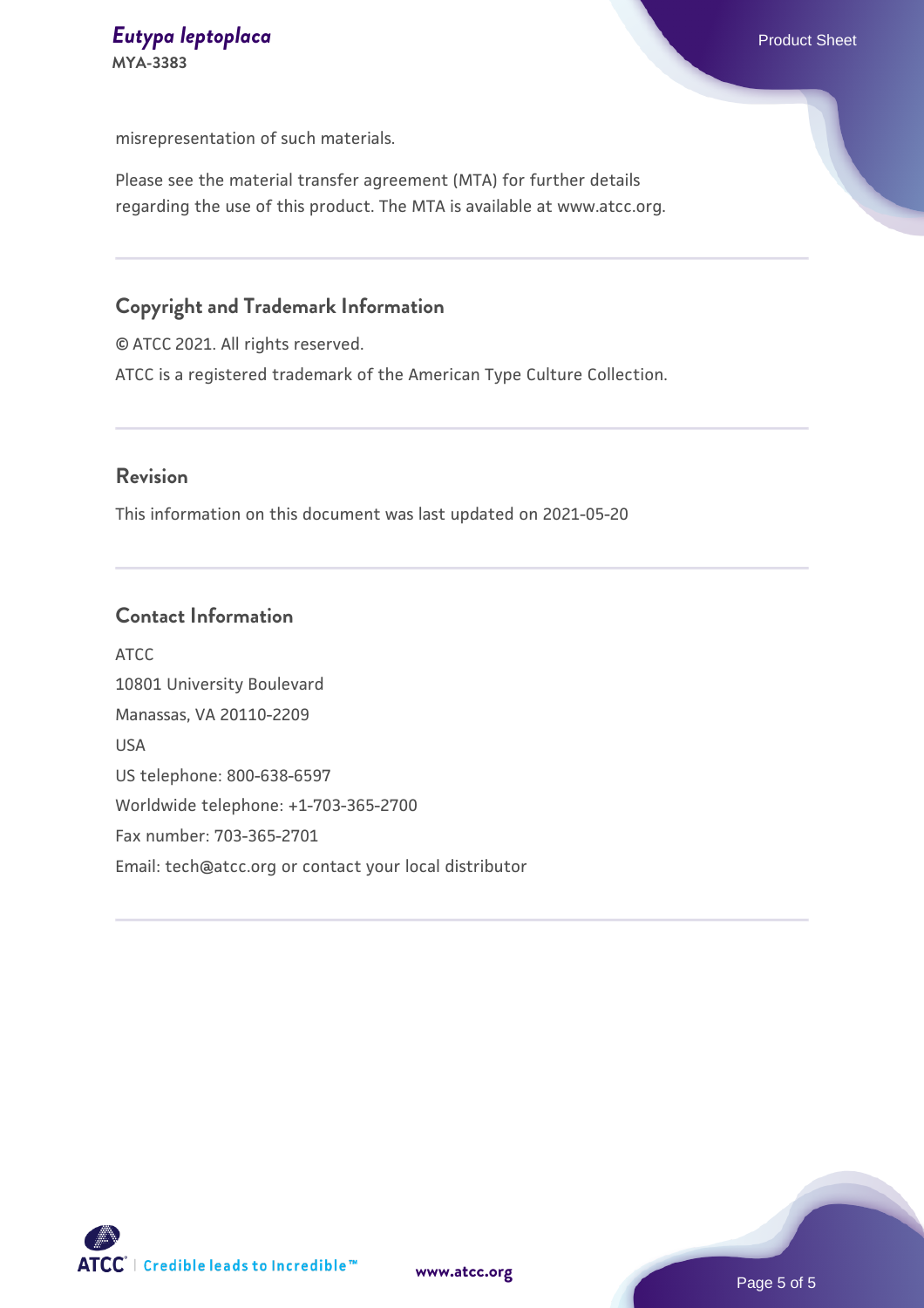misrepresentation of such materials.

Please see the material transfer agreement (MTA) for further details regarding the use of this product. The MTA is available at www.atcc.org.

## Copyright and Trademark Information

© ATCC 2021. All rights reserved.

ATCC is a registered trademark of the American Type Culture Collection.

## Revision

This information on this document was last updated on 2021-05-20

## Contact Information

ATCC
10801 University Boulevard
Manassas, VA 20110-2209
USA
US telephone: 800-638-6597
Worldwide telephone: +1-703-365-2700
Fax number: 703-365-2701
Email: tech@atcc.org or contact your local distributor